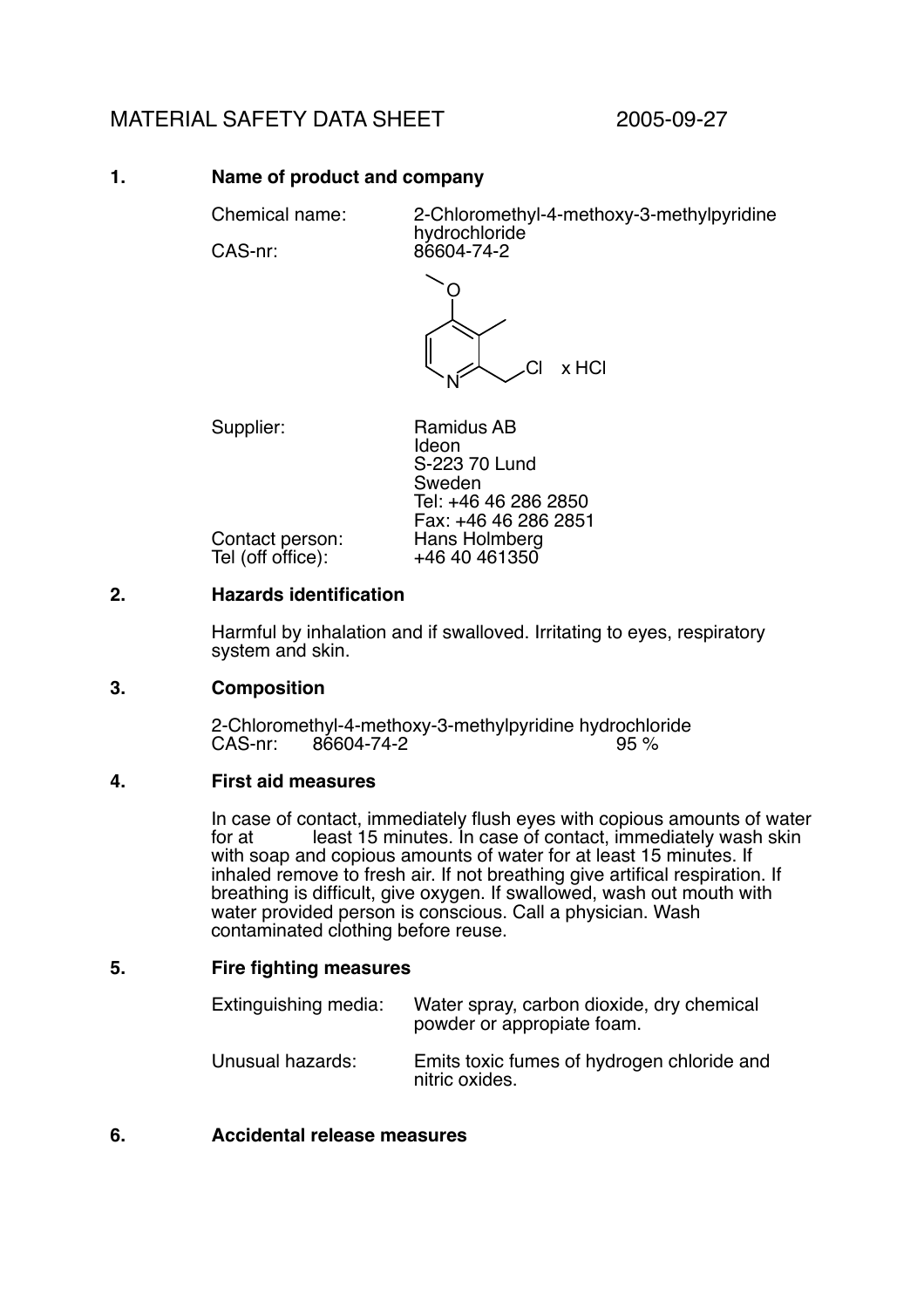# MATERIAL SAFETY DATA SHEET 2005-09-27

## 1. Name of product and company

Chemical name: 2-Chloromethyl-4-methoxy-3-methylpyridine hydrochloride
CAS-nr: 86604-74-2

x HCl

Supplier: Ramidus AB
Ideon
S-223 70 Lund
Sweden
Tel: +46 46 286 2850
Fax: +46 46 286 2851

Contact person: Hans Holmberg
Tel (off office): +46 40 461350

## 2. Hazards identification

Harmful by inhalation and if swalloved. Irritating to eyes, respiratory system and skin.

## 3. Composition

2-Chloromethyl-4-methoxy-3-methylpyridine hydrochloride
CAS-nr: 86604-74-2 95 %

## 4. First aid measures

In case of contact, immediately flush eyes with copious amounts of water for at least 15 minutes. In case of contact, immediately wash skin with soap and copious amounts of water for at least 15 minutes. If inhaled remove to fresh air. If not breathing give artifical respiration. If breathing is difficult, give oxygen. If swallowed, wash out mouth with water provided person is conscious. Call a physician. Wash contaminated clothing before reuse.

## 5. Fire fighting measures

Extinguishing media: Water spray, carbon dioxide, dry chemical powder or appropiate foam.

Unusual hazards: Emits toxic fumes of hydrogen chloride and nitric oxides.

## 6. Accidental release measures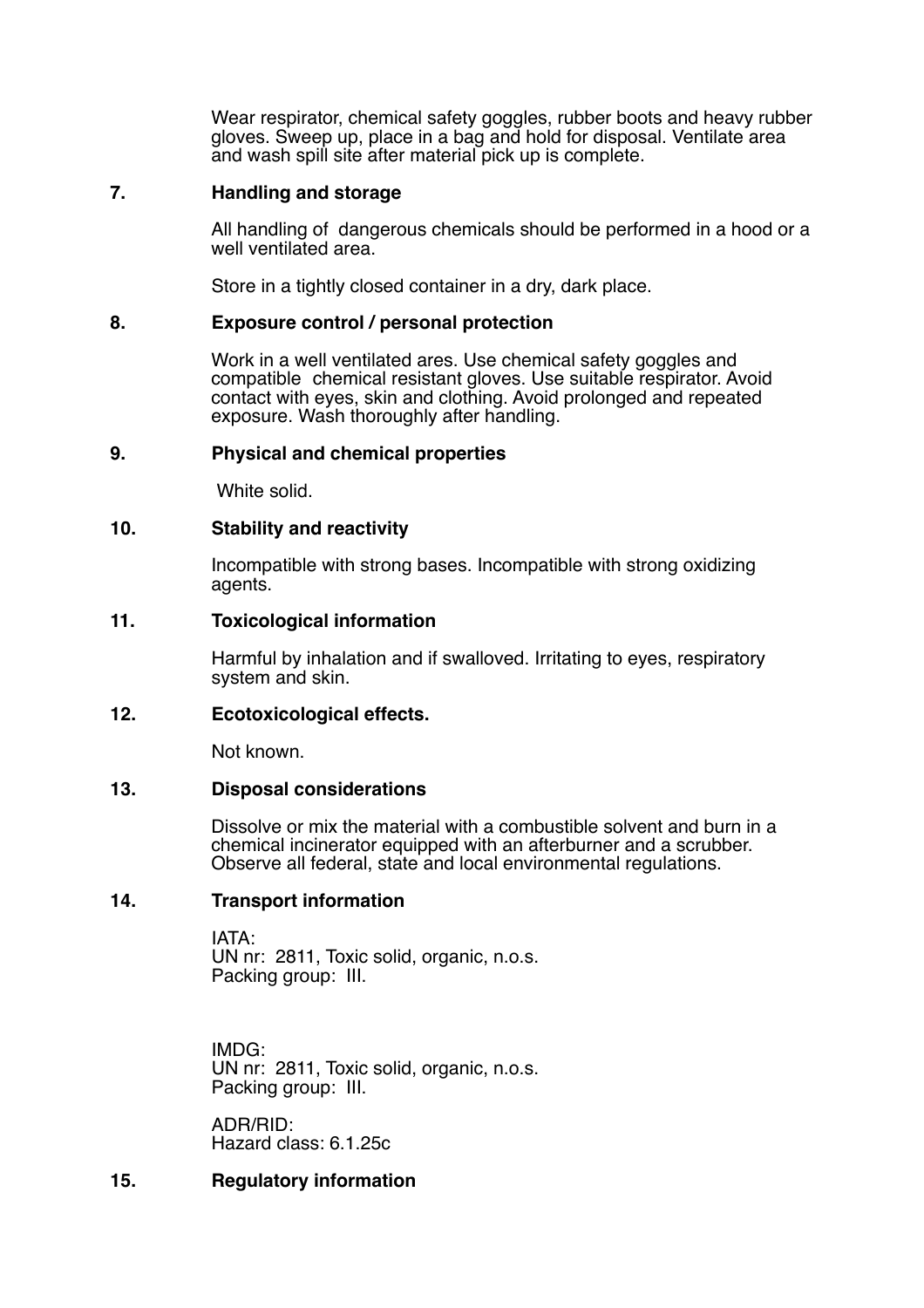Wear respirator, chemical safety goggles, rubber boots and heavy rubber gloves. Sweep up, place in a bag and hold for disposal. Ventilate area and wash spill site after material pick up is complete.

## 7. Handling and storage

All handling of dangerous chemicals should be performed in a hood or a well ventilated area.

Store in a tightly closed container in a dry, dark place.

## 8. Exposure control / personal protection

Work in a well ventilated ares. Use chemical safety goggles and compatible chemical resistant gloves. Use suitable respirator. Avoid contact with eyes, skin and clothing. Avoid prolonged and repeated exposure. Wash thoroughly after handling.

## 9. Physical and chemical properties

White solid.

## 10. Stability and reactivity

Incompatible with strong bases. Incompatible with strong oxidizing agents.

## 11. Toxicological information

Harmful by inhalation and if swalloved. Irritating to eyes, respiratory system and skin.

## 12. Ecotoxicological effects.

Not known.

## 13. Disposal considerations

Dissolve or mix the material with a combustible solvent and burn in a chemical incinerator equipped with an afterburner and a scrubber. Observe all federal, state and local environmental regulations.

## 14. Transport information

IATA:
UN nr: 2811, Toxic solid, organic, n.o.s.
Packing group: III.

IMDG:
UN nr: 2811, Toxic solid, organic, n.o.s.
Packing group: III.

ADR/RID:
Hazard class: 6.1.25c

## 15. Regulatory information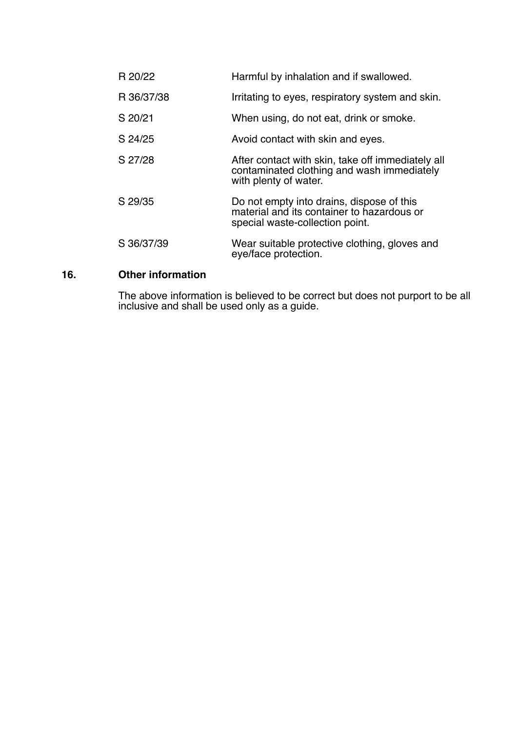| | |
|---|---|
| R 20/22 | Harmful by inhalation and if swallowed. |
| R 36/37/38 | Irritating to eyes, respiratory system and skin. |
| S 20/21 | When using, do not eat, drink or smoke. |
| S 24/25 | Avoid contact with skin and eyes. |
| S 27/28 | After contact with skin, take off immediately all contaminated clothing and wash immediately with plenty of water. |
| S 29/35 | Do not empty into drains, dispose of this material and its container to hazardous or special waste-collection point. |
| S 36/37/39 | Wear suitable protective clothing, gloves and eye/face protection. |

## 16. Other information

The above information is believed to be correct but does not purport to be all inclusive and shall be used only as a guide.